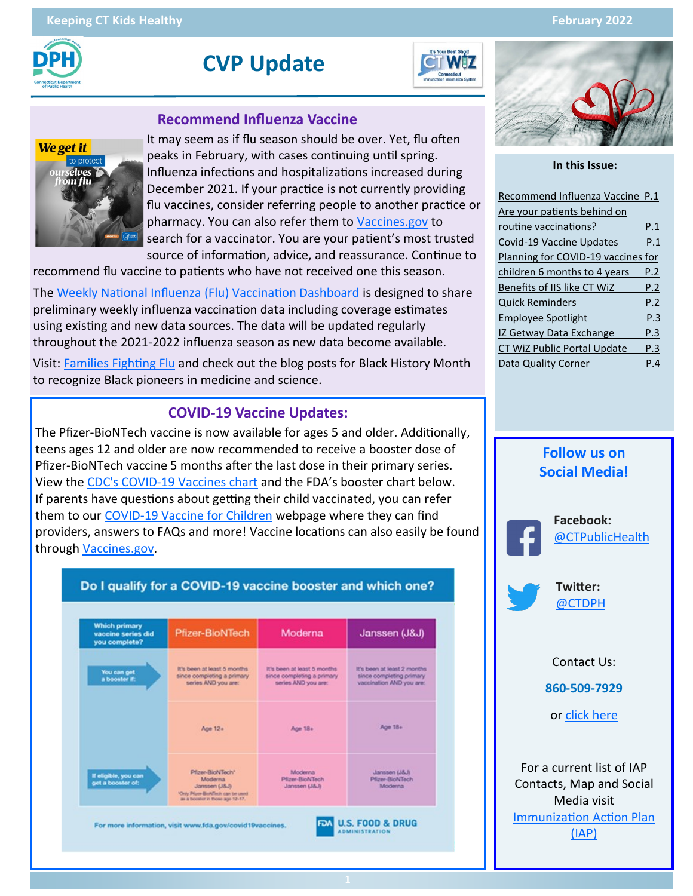# CVP Update

Keeping CT Kids Healthy — February 2022

## Recommend Influenza Vaccine

It may seem as if flu season should be over. Yet, flu often peaks in February, with cases continuing until spring. Influenza infections and hospitalizations increased during December 2021. If your practice is not currently providing flu vaccines, consider referring people to another practice or pharmacy. You can also refer them to Vaccines.gov to search for a vaccinator. You are your patient's most trusted source of information, advice, and reassurance. Continue to recommend flu vaccine to patients who have not received one this season.

The Weekly National Influenza (Flu) Vaccination Dashboard is designed to share preliminary weekly influenza vaccination data including coverage estimates using existing and new data sources. The data will be updated regularly throughout the 2021-2022 influenza season as new data become available.

Visit: Families Fighting Flu and check out the blog posts for Black History Month to recognize Black pioneers in medicine and science.

## COVID-19 Vaccine Updates:

The Pfizer-BioNTech vaccine is now available for ages 5 and older. Additionally, teens ages 12 and older are now recommended to receive a booster dose of Pfizer-BioNTech vaccine 5 months after the last dose in their primary series. View the CDC's COVID-19 Vaccines chart and the FDA's booster chart below. If parents have questions about getting their child vaccinated, you can refer them to our COVID-19 Vaccine for Children webpage where they can find providers, answers to FAQs and more! Vaccine locations can also easily be found through Vaccines.gov.

**Do I qualify for a COVID-19 vaccine booster and which one?**

| Which primary vaccine series did you complete? | Pfizer-BioNTech | Moderna | Janssen (J&J) |
|---|---|---|---|
| You can get a booster if: | It's been at least 5 months since completing a primary series AND you are: | It's been at least 5 months since completing a primary series AND you are: | It's been at least 2 months since completing primary vaccination AND you are: |
| | Age 12+ | Age 18+ | Age 18+ |
| If eligible, you can get a booster of: | Pfizer-BioNTech* Moderna Janssen (J&J) *Only Pfizer-BioNTech can be used as a booster in those age 12-17. | Moderna Pfizer-BioNTech Janssen (J&J) | Janssen (J&J) Pfizer-BioNTech Moderna |

For more information, visit www.fda.gov/covid19vaccines. U.S. FOOD & DRUG ADMINISTRATION

### In this Issue:

- Recommend Influenza Vaccine — P.1
- Are your patients behind on routine vaccinations? — P.1
- Covid-19 Vaccine Updates — P.1
- Planning for COVID-19 vaccines for children 6 months to 4 years — P.2
- Benefits of IIS like CT WiZ — P.2
- Quick Reminders — P.2
- Employee Spotlight — P.3
- IZ Getway Data Exchange — P.3
- CT WiZ Public Portal Update — P.3
- Data Quality Corner — P.4

### Follow us on Social Media!

Facebook: @CTPublicHealth

Twitter: @CTDPH

Contact Us:

**860-509-7929**

or click here

For a current list of IAP Contacts, Map and Social Media visit Immunization Action Plan (IAP)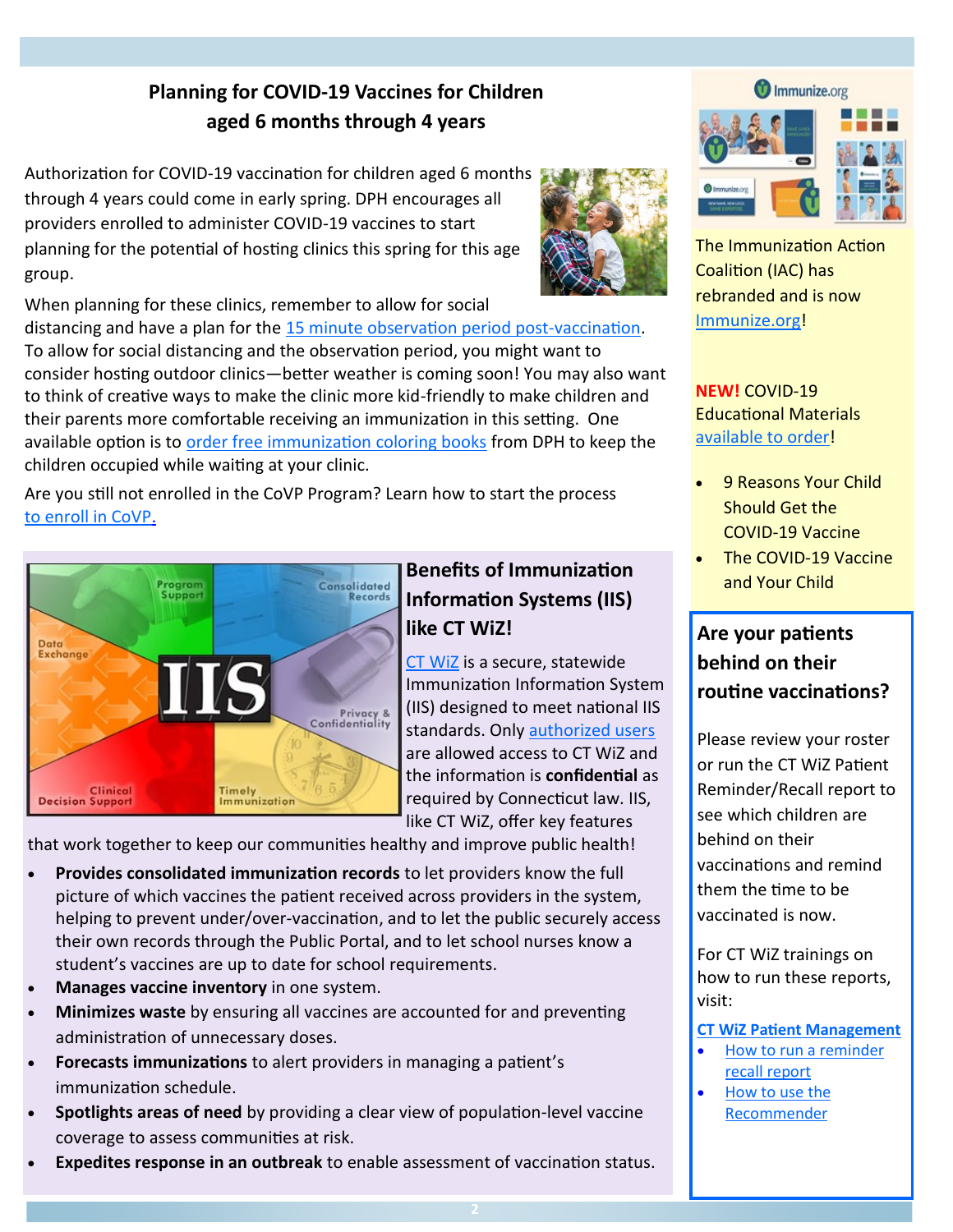## Planning for COVID-19 Vaccines for Children aged 6 months through 4 years

Authorization for COVID-19 vaccination for children aged 6 months through 4 years could come in early spring. DPH encourages all providers enrolled to administer COVID-19 vaccines to start planning for the potential of hosting clinics this spring for this age group.

When planning for these clinics, remember to allow for social distancing and have a plan for the 15 minute observation period post-vaccination. To allow for social distancing and the observation period, you might want to consider hosting outdoor clinics—better weather is coming soon! You may also want to think of creative ways to make the clinic more kid-friendly to make children and their parents more comfortable receiving an immunization in this setting. One available option is to order free immunization coloring books from DPH to keep the children occupied while waiting at your clinic.

Are you still not enrolled in the CoVP Program? Learn how to start the process to enroll in CoVP.

## Benefits of Immunization Information Systems (IIS) like CT WiZ!

CT WiZ is a secure, statewide Immunization Information System (IIS) designed to meet national IIS standards. Only authorized users are allowed access to CT WiZ and the information is **confidential** as required by Connecticut law. IIS, like CT WiZ, offer key features that work together to keep our communities healthy and improve public health!

- **Provides consolidated immunization records** to let providers know the full picture of which vaccines the patient received across providers in the system, helping to prevent under/over-vaccination, and to let the public securely access their own records through the Public Portal, and to let school nurses know a student's vaccines are up to date for school requirements.
- **Manages vaccine inventory** in one system.
- **Minimizes waste** by ensuring all vaccines are accounted for and preventing administration of unnecessary doses.
- **Forecasts immunizations** to alert providers in managing a patient's immunization schedule.
- **Spotlights areas of need** by providing a clear view of population-level vaccine coverage to assess communities at risk.
- **Expedites response in an outbreak** to enable assessment of vaccination status.

The Immunization Action Coalition (IAC) has rebranded and is now Immunize.org!

**NEW!** COVID-19 Educational Materials available to order!

- 9 Reasons Your Child Should Get the COVID-19 Vaccine
- The COVID-19 Vaccine and Your Child

### Are your patients behind on their routine vaccinations?

Please review your roster or run the CT WiZ Patient Reminder/Recall report to see which children are behind on their vaccinations and remind them the time to be vaccinated is now.

For CT WiZ trainings on how to run these reports, visit:

**CT WiZ Patient Management**

- How to run a reminder recall report
- How to use the Recommender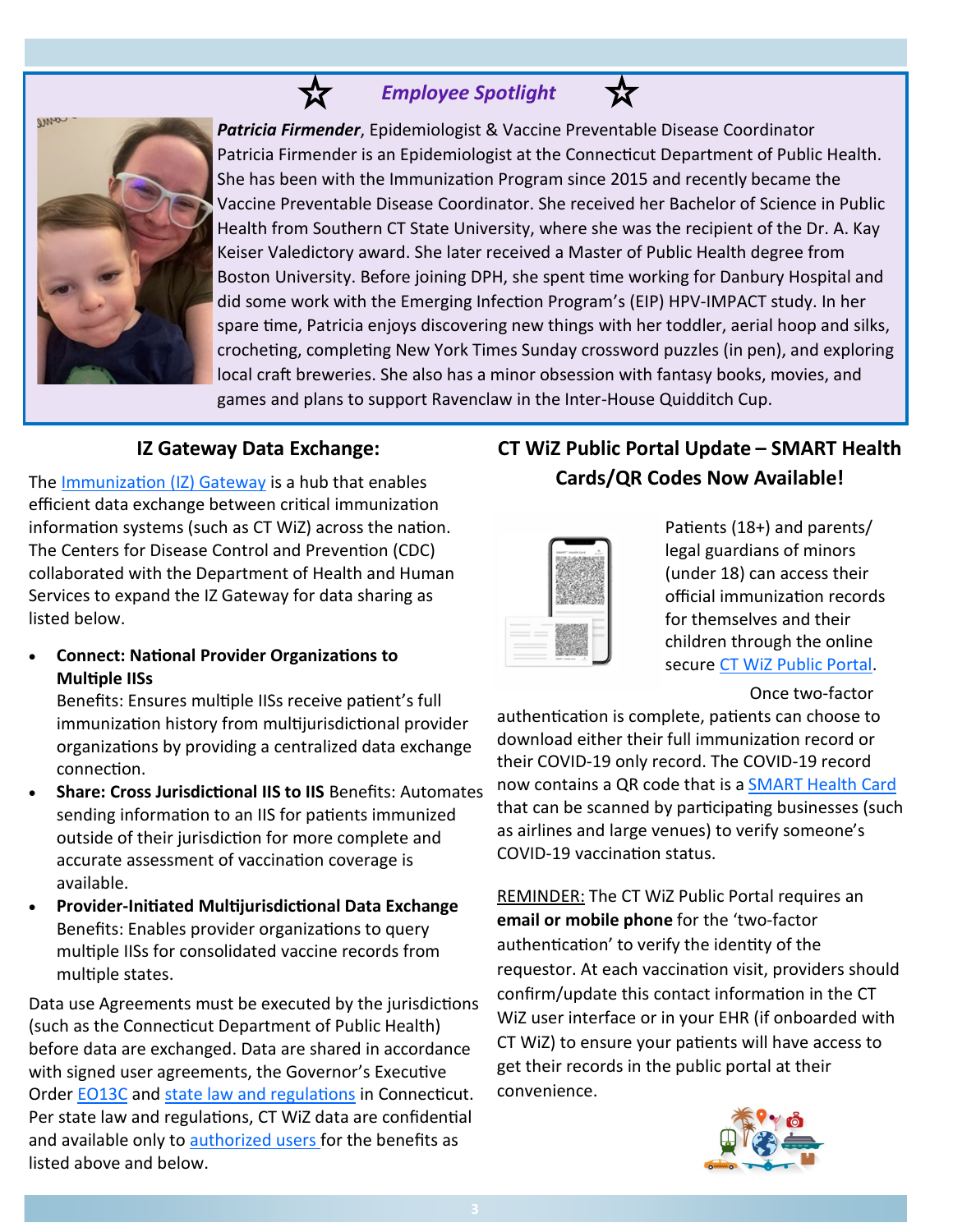## ☆ Employee Spotlight ☆

***Patricia Firmender***, Epidemiologist & Vaccine Preventable Disease Coordinator

Patricia Firmender is an Epidemiologist at the Connecticut Department of Public Health. She has been with the Immunization Program since 2015 and recently became the Vaccine Preventable Disease Coordinator. She received her Bachelor of Science in Public Health from Southern CT State University, where she was the recipient of the Dr. A. Kay Keiser Valedictory award. She later received a Master of Public Health degree from Boston University. Before joining DPH, she spent time working for Danbury Hospital and did some work with the Emerging Infection Program's (EIP) HPV-IMPACT study. In her spare time, Patricia enjoys discovering new things with her toddler, aerial hoop and silks, crocheting, completing New York Times Sunday crossword puzzles (in pen), and exploring local craft breweries. She also has a minor obsession with fantasy books, movies, and games and plans to support Ravenclaw in the Inter-House Quidditch Cup.

## IZ Gateway Data Exchange:

The Immunization (IZ) Gateway is a hub that enables efficient data exchange between critical immunization information systems (such as CT WiZ) across the nation. The Centers for Disease Control and Prevention (CDC) collaborated with the Department of Health and Human Services to expand the IZ Gateway for data sharing as listed below.

- **Connect: National Provider Organizations to Multiple IISs**
  Benefits: Ensures multiple IISs receive patient's full immunization history from multijurisdictional provider organizations by providing a centralized data exchange connection.
- **Share: Cross Jurisdictional IIS to IIS** Benefits: Automates sending information to an IIS for patients immunized outside of their jurisdiction for more complete and accurate assessment of vaccination coverage is available.
- **Provider-Initiated Multijurisdictional Data Exchange**
  Benefits: Enables provider organizations to query multiple IISs for consolidated vaccine records from multiple states.

Data use Agreements must be executed by the jurisdictions (such as the Connecticut Department of Public Health) before data are exchanged. Data are shared in accordance with signed user agreements, the Governor's Executive Order EO13C and state law and regulations in Connecticut. Per state law and regulations, CT WiZ data are confidential and available only to authorized users for the benefits as listed above and below.

## CT WiZ Public Portal Update – SMART Health Cards/QR Codes Now Available!

Patients (18+) and parents/legal guardians of minors (under 18) can access their official immunization records for themselves and their children through the online secure CT WiZ Public Portal.

Once two-factor authentication is complete, patients can choose to download either their full immunization record or their COVID-19 only record. The COVID-19 record now contains a QR code that is a SMART Health Card that can be scanned by participating businesses (such as airlines and large venues) to verify someone's COVID-19 vaccination status.

REMINDER: The CT WiZ Public Portal requires an **email or mobile phone** for the 'two-factor authentication' to verify the identity of the requestor. At each vaccination visit, providers should confirm/update this contact information in the CT WiZ user interface or in your EHR (if onboarded with CT WiZ) to ensure your patients will have access to get their records in the public portal at their convenience.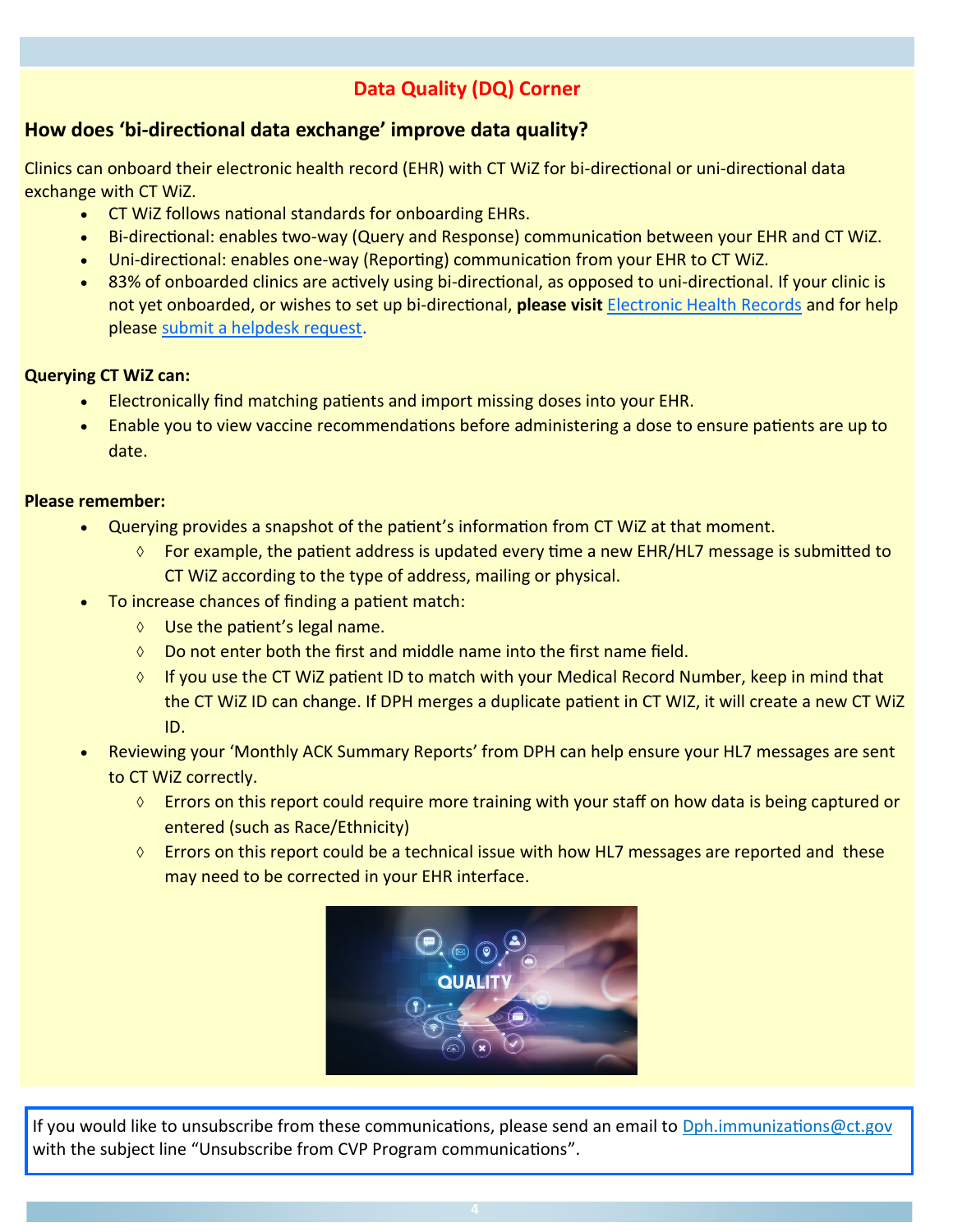## Data Quality (DQ) Corner

### How does 'bi-directional data exchange' improve data quality?

Clinics can onboard their electronic health record (EHR) with CT WiZ for bi-directional or uni-directional data exchange with CT WiZ.

- CT WiZ follows national standards for onboarding EHRs.
- Bi-directional: enables two-way (Query and Response) communication between your EHR and CT WiZ.
- Uni-directional: enables one-way (Reporting) communication from your EHR to CT WiZ.
- 83% of onboarded clinics are actively using bi-directional, as opposed to uni-directional. If your clinic is not yet onboarded, or wishes to set up bi-directional, **please visit** Electronic Health Records and for help please submit a helpdesk request.

**Querying CT WiZ can:**

- Electronically find matching patients and import missing doses into your EHR.
- Enable you to view vaccine recommendations before administering a dose to ensure patients are up to date.

**Please remember:**

- Querying provides a snapshot of the patient's information from CT WiZ at that moment.
  - For example, the patient address is updated every time a new EHR/HL7 message is submitted to CT WiZ according to the type of address, mailing or physical.
- To increase chances of finding a patient match:
  - Use the patient's legal name.
  - Do not enter both the first and middle name into the first name field.
  - If you use the CT WiZ patient ID to match with your Medical Record Number, keep in mind that the CT WiZ ID can change. If DPH merges a duplicate patient in CT WIZ, it will create a new CT WiZ ID.
- Reviewing your 'Monthly ACK Summary Reports' from DPH can help ensure your HL7 messages are sent to CT WiZ correctly.
  - Errors on this report could require more training with your staff on how data is being captured or entered (such as Race/Ethnicity)
  - Errors on this report could be a technical issue with how HL7 messages are reported and these may need to be corrected in your EHR interface.

If you would like to unsubscribe from these communications, please send an email to Dph.immunizations@ct.gov with the subject line "Unsubscribe from CVP Program communications".